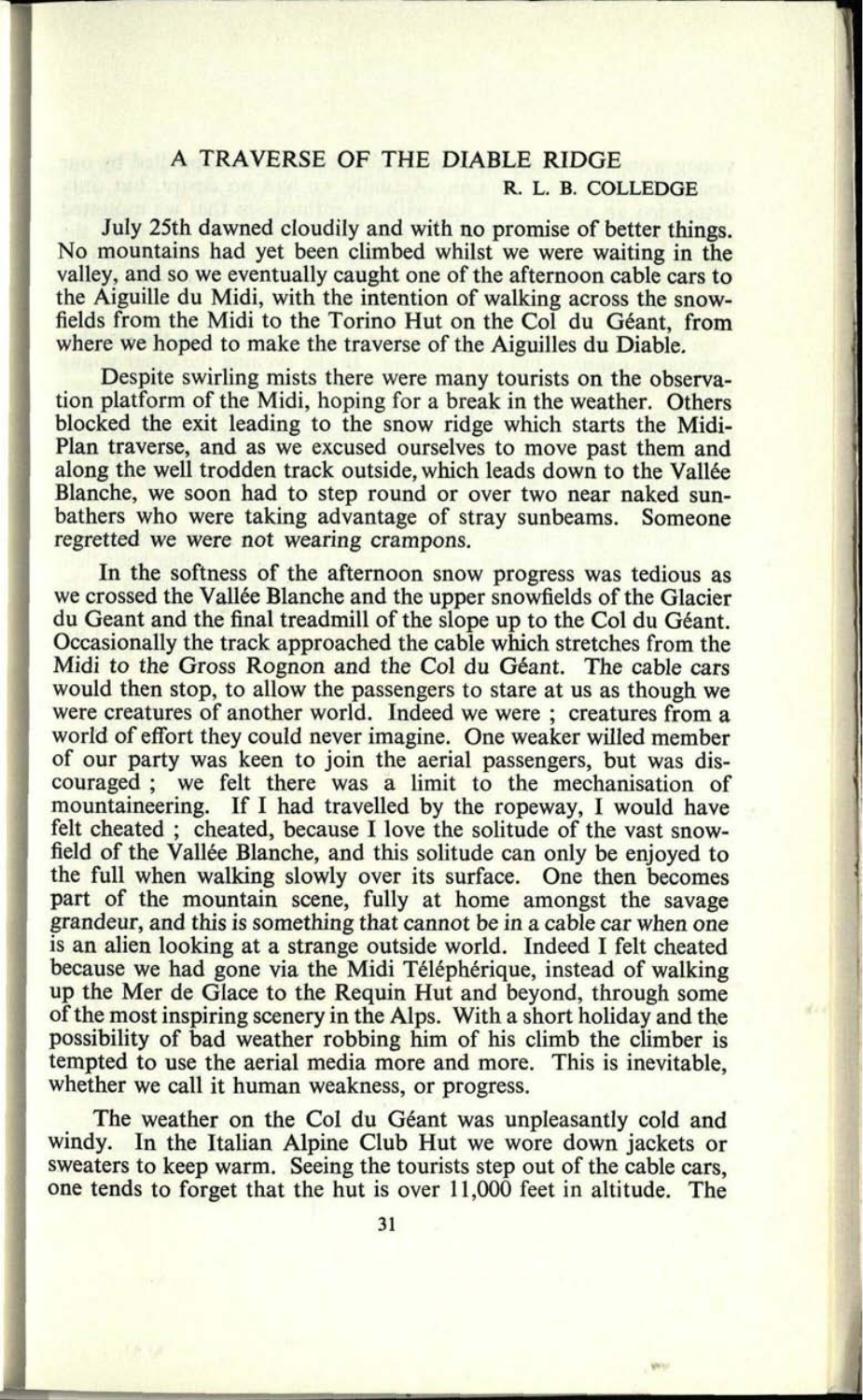# A TRAVERSE OF THE DIABLE RIDGE

**R. L. B. COLLEDGE**

July 25th dawned cloudily and with no promise of better things. No mountains had yet been climbed whilst we were waiting in the valley, and so we eventually caught one of the afternoon cable cars to the Aiguille du Midi, with the intention of walking across the snow-fields from the Midi to the Torino Hut on the Col du Géant, from where we hoped to make the traverse of the Aiguilles du Diable.

Despite swirling mists there were many tourists on the observation platform of the Midi, hoping for a break in the weather. Others blocked the exit leading to the snow ridge which starts the Midi-Plan traverse, and as we excused ourselves to move past them and along the well trodden track outside, which leads down to the Vallée Blanche, we soon had to step round or over two near naked sun-bathers who were taking advantage of stray sunbeams. Someone regretted we were not wearing crampons.

In the softness of the afternoon snow progress was tedious as we crossed the Vallée Blanche and the upper snowfields of the Glacier du Geant and the final treadmill of the slope up to the Col du Géant. Occasionally the track approached the cable which stretches from the Midi to the Gross Rognon and the Col du Géant. The cable cars would then stop, to allow the passengers to stare at us as though we were creatures of another world. Indeed we were ; creatures from a world of effort they could never imagine. One weaker willed member of our party was keen to join the aerial passengers, but was discouraged ; we felt there was a limit to the mechanisation of mountaineering. If I had travelled by the ropeway, I would have felt cheated ; cheated, because I love the solitude of the vast snow-field of the Vallée Blanche, and this solitude can only be enjoyed to the full when walking slowly over its surface. One then becomes part of the mountain scene, fully at home amongst the savage grandeur, and this is something that cannot be in a cable car when one is an alien looking at a strange outside world. Indeed I felt cheated because we had gone via the Midi Téléphérique, instead of walking up the Mer de Glace to the Requin Hut and beyond, through some of the most inspiring scenery in the Alps. With a short holiday and the possibility of bad weather robbing him of his climb the climber is tempted to use the aerial media more and more. This is inevitable, whether we call it human weakness, or progress.

The weather on the Col du Géant was unpleasantly cold and windy. In the Italian Alpine Club Hut we wore down jackets or sweaters to keep warm. Seeing the tourists step out of the cable cars, one tends to forget that the hut is over 11,000 feet in altitude. The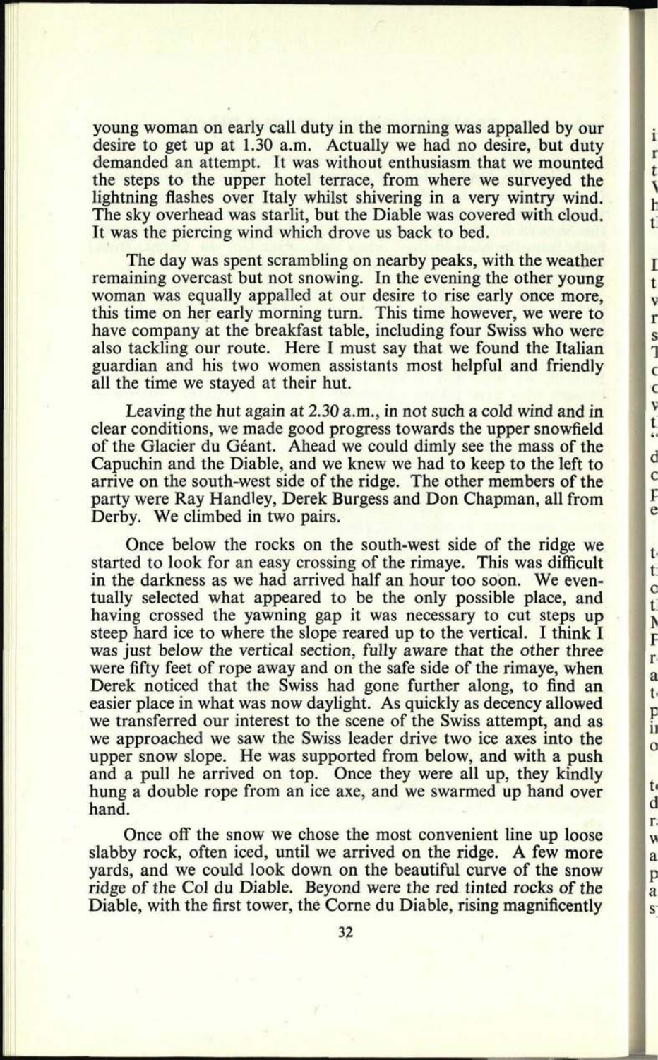young woman on early call duty in the morning was appalled by our desire to get up at 1.30 a.m. Actually we had no desire, but duty demanded an attempt. It was without enthusiasm that we mounted the steps to the upper hotel terrace, from where we surveyed the lightning flashes over Italy whilst shivering in a very wintry wind. The sky overhead was starlit, but the Diable was covered with cloud. It was the piercing wind which drove us back to bed.

The day was spent scrambling on nearby peaks, with the weather remaining overcast but not snowing. In the evening the other young woman was equally appalled at our desire to rise early once more, this time on her early morning turn. This time however, we were to have company at the breakfast table, including four Swiss who were also tackling our route. Here I must say that we found the Italian guardian and his two women assistants most helpful and friendly all the time we stayed at their hut.

Leaving the hut again at 2.30 a.m., in not such a cold wind and in clear conditions, we made good progress towards the upper snowfield of the Glacier du Géant. Ahead we could dimly see the mass of the Capuchin and the Diable, and we knew we had to keep to the left to arrive on the south-west side of the ridge. The other members of the party were Ray Handley, Derek Burgess and Don Chapman, all from Derby. We climbed in two pairs.

Once below the rocks on the south-west side of the ridge we started to look for an easy crossing of the rimaye. This was difficult in the darkness as we had arrived half an hour too soon. We eventually selected what appeared to be the only possible place, and having crossed the yawning gap it was necessary to cut steps up steep hard ice to where the slope reared up to the vertical. I think I was just below the vertical section, fully aware that the other three were fifty feet of rope away and on the safe side of the rimaye, when Derek noticed that the Swiss had gone further along, to find an easier place in what was now daylight. As quickly as decency allowed we transferred our interest to the scene of the Swiss attempt, and as we approached we saw the Swiss leader drive two ice axes into the upper snow slope. He was supported from below, and with a push and a pull he arrived on top. Once they were all up, they kindly hung a double rope from an ice axe, and we swarmed up hand over hand.

Once off the snow we chose the most convenient line up loose slabby rock, often iced, until we arrived on the ridge. A few more yards, and we could look down on the beautiful curve of the snow ridge of the Col du Diable. Beyond were the red tinted rocks of the Diable, with the first tower, the Corne du Diable, rising magnificently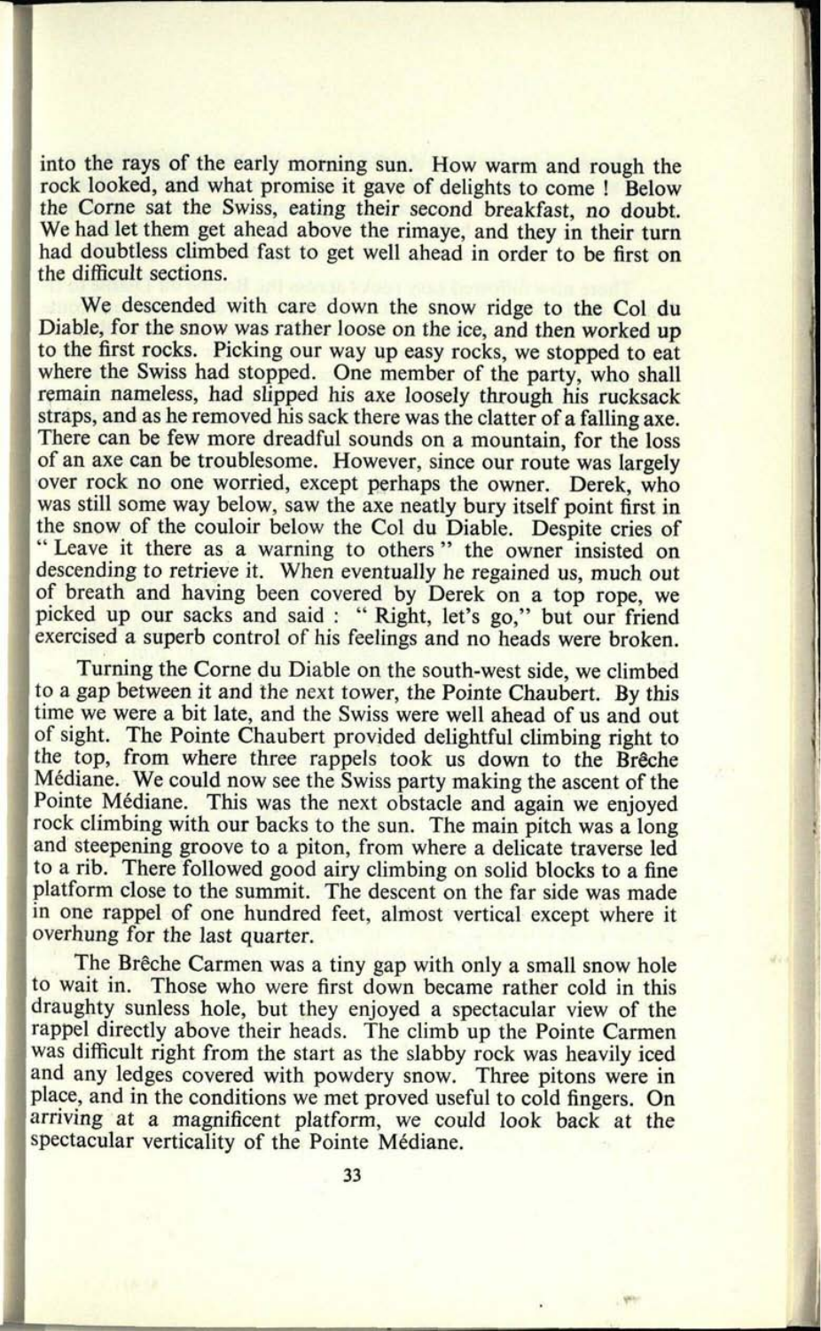into the rays of the early morning sun. How warm and rough the rock looked, and what promise it gave of delights to come ! Below the Corne sat the Swiss, eating their second breakfast, no doubt. We had let them get ahead above the rimaye, and they in their turn had doubtless climbed fast to get well ahead in order to be first on the difficult sections.

We descended with care down the snow ridge to the Col du Diable, for the snow was rather loose on the ice, and then worked up to the first rocks. Picking our way up easy rocks, we stopped to eat where the Swiss had stopped. One member of the party, who shall remain nameless, had slipped his axe loosely through his rucksack straps, and as he removed his sack there was the clatter of a falling axe. There can be few more dreadful sounds on a mountain, for the loss of an axe can be troublesome. However, since our route was largely over rock no one worried, except perhaps the owner. Derek, who was still some way below, saw the axe neatly bury itself point first in the snow of the couloir below the Col du Diable. Despite cries of " Leave it there as a warning to others " the owner insisted on descending to retrieve it. When eventually he regained us, much out of breath and having been covered by Derek on a top rope, we picked up our sacks and said : " Right, let's go," but our friend exercised a superb control of his feelings and no heads were broken.

Turning the Corne du Diable on the south-west side, we climbed to a gap between it and the next tower, the Pointe Chaubert. By this time we were a bit late, and the Swiss were well ahead of us and out of sight. The Pointe Chaubert provided delightful climbing right to the top, from where three rappels took us down to the Brêche Médiane. We could now see the Swiss party making the ascent of the Pointe Médiane. This was the next obstacle and again we enjoyed rock climbing with our backs to the sun. The main pitch was a long and steepening groove to a piton, from where a delicate traverse led to a rib. There followed good airy climbing on solid blocks to a fine platform close to the summit. The descent on the far side was made in one rappel of one hundred feet, almost vertical except where it overhung for the last quarter.

The Brêche Carmen was a tiny gap with only a small snow hole to wait in. Those who were first down became rather cold in this draughty sunless hole, but they enjoyed a spectacular view of the rappel directly above their heads. The climb up the Pointe Carmen was difficult right from the start as the slabby rock was heavily iced and any ledges covered with powdery snow. Three pitons were in place, and in the conditions we met proved useful to cold fingers. On arriving at a magnificent platform, we could look back at the spectacular verticality of the Pointe Médiane.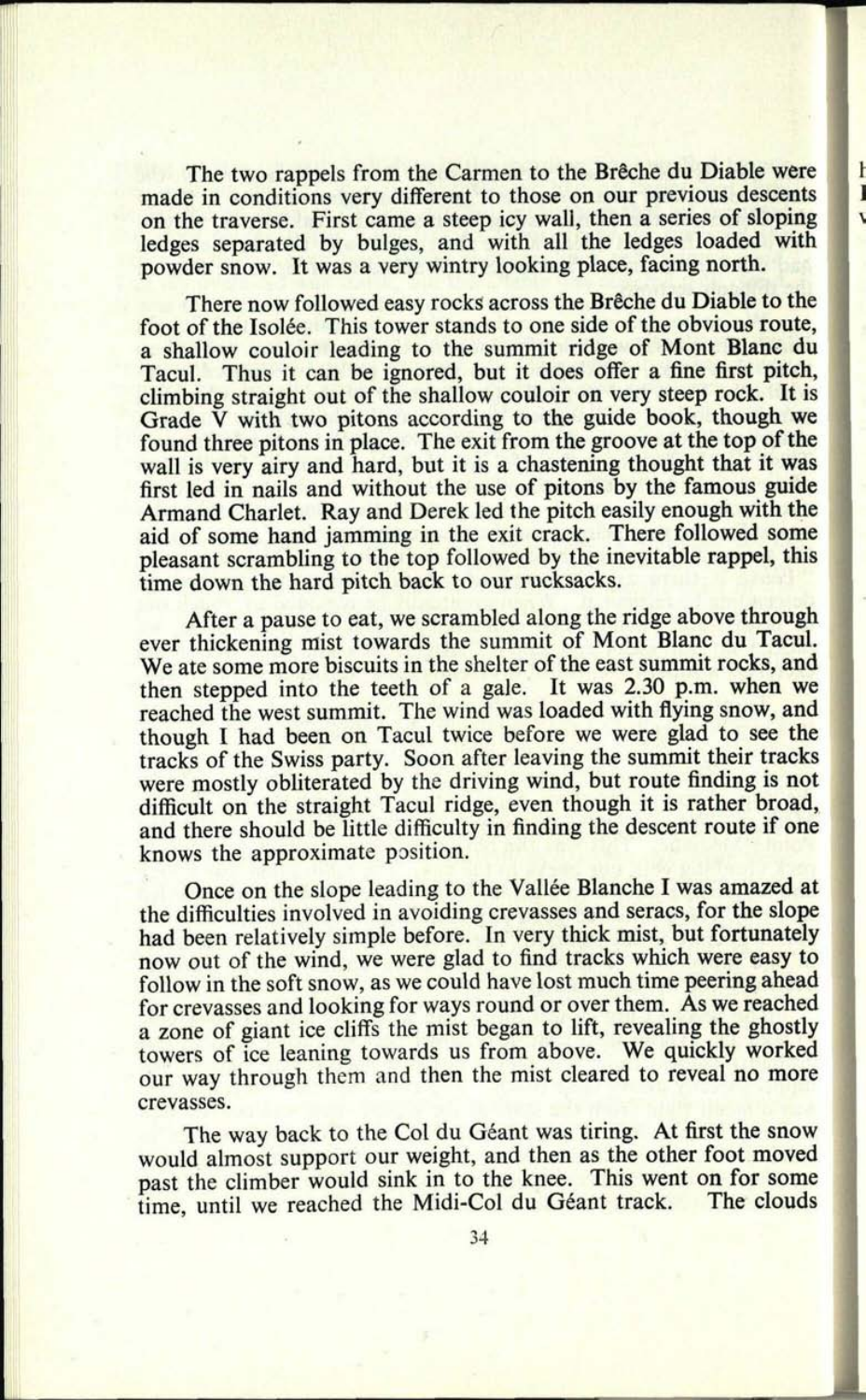The two rappels from the Carmen to the Brêche du Diable were made in conditions very different to those on our previous descents on the traverse. First came a steep icy wall, then a series of sloping ledges separated by bulges, and with all the ledges loaded with powder snow. It was a very wintry looking place, facing north.

There now followed easy rocks across the Brêche du Diable to the foot of the Isolée. This tower stands to one side of the obvious route, a shallow couloir leading to the summit ridge of Mont Blanc du Tacul. Thus it can be ignored, but it does offer a fine first pitch, climbing straight out of the shallow couloir on very steep rock. It is Grade V with two pitons according to the guide book, though we found three pitons in place. The exit from the groove at the top of the wall is very airy and hard, but it is a chastening thought that it was first led in nails and without the use of pitons by the famous guide Armand Charlet. Ray and Derek led the pitch easily enough with the aid of some hand jamming in the exit crack. There followed some pleasant scrambling to the top followed by the inevitable rappel, this time down the hard pitch back to our rucksacks.

After a pause to eat, we scrambled along the ridge above through ever thickening mist towards the summit of Mont Blanc du Tacul. We ate some more biscuits in the shelter of the east summit rocks, and then stepped into the teeth of a gale. It was 2.30 p.m. when we reached the west summit. The wind was loaded with flying snow, and though I had been on Tacul twice before we were glad to see the tracks of the Swiss party. Soon after leaving the summit their tracks were mostly obliterated by the driving wind, but route finding is not difficult on the straight Tacul ridge, even though it is rather broad, and there should be little difficulty in finding the descent route if one knows the approximate position.

Once on the slope leading to the Vallée Blanche I was amazed at the difficulties involved in avoiding crevasses and seracs, for the slope had been relatively simple before. In very thick mist, but fortunately now out of the wind, we were glad to find tracks which were easy to follow in the soft snow, as we could have lost much time peering ahead for crevasses and looking for ways round or over them. As we reached a zone of giant ice cliffs the mist began to lift, revealing the ghostly towers of ice leaning towards us from above. We quickly worked our way through them and then the mist cleared to reveal no more crevasses.

The way back to the Col du Géant was tiring. At first the snow would almost support our weight, and then as the other foot moved past the climber would sink in to the knee. This went on for some time, until we reached the Midi-Col du Géant track. The clouds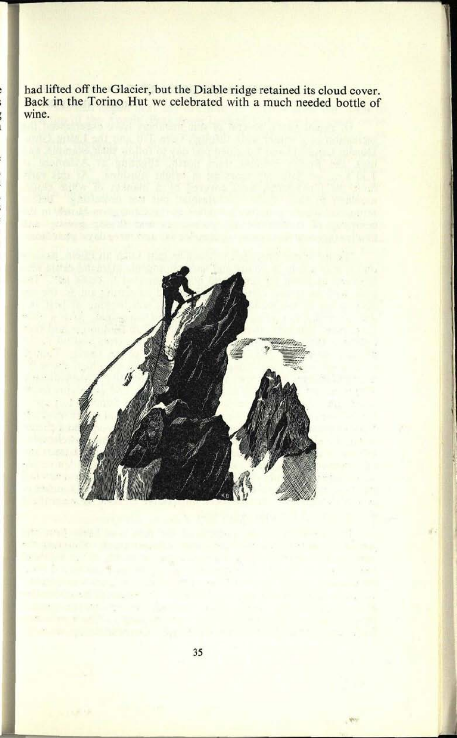had lifted off the Glacier, but the Diable ridge retained its cloud cover. Back in the Torino Hut we celebrated with a much needed bottle of wine.